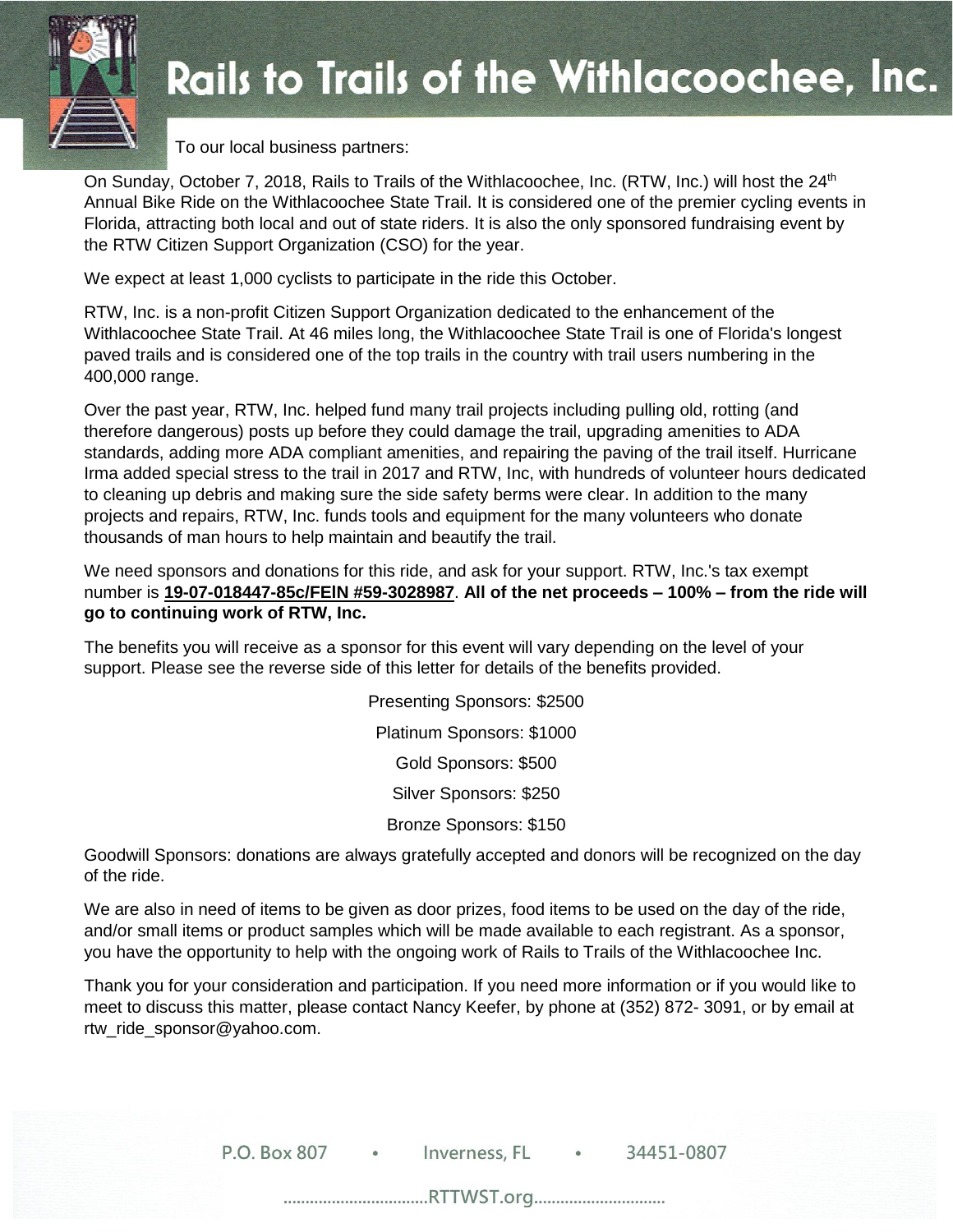# Rails to Trails of the Withlacoochee, Inc.

To our local business partners:

On Sunday, October 7, 2018, Rails to Trails of the Withlacoochee, Inc. (RTW, Inc.) will host the 24th Annual Bike Ride on the Withlacoochee State Trail. It is considered one of the premier cycling events in Florida, attracting both local and out of state riders. It is also the only sponsored fundraising event by the RTW Citizen Support Organization (CSO) for the year.

We expect at least 1,000 cyclists to participate in the ride this October.

RTW, Inc. is a non-profit Citizen Support Organization dedicated to the enhancement of the Withlacoochee State Trail. At 46 miles long, the Withlacoochee State Trail is one of Florida's longest paved trails and is considered one of the top trails in the country with trail users numbering in the 400,000 range.

Over the past year, RTW, Inc. helped fund many trail projects including pulling old, rotting (and therefore dangerous) posts up before they could damage the trail, upgrading amenities to ADA standards, adding more ADA compliant amenities, and repairing the paving of the trail itself. Hurricane Irma added special stress to the trail in 2017 and RTW, Inc, with hundreds of volunteer hours dedicated to cleaning up debris and making sure the side safety berms were clear. In addition to the many projects and repairs, RTW, Inc. funds tools and equipment for the many volunteers who donate thousands of man hours to help maintain and beautify the trail.

We need sponsors and donations for this ride, and ask for your support. RTW, Inc.'s tax exempt number is **19-07-018447-85c/FEIN #59-3028987**. **All of the net proceeds – 100% – from the ride will go to continuing work of RTW, Inc.**

The benefits you will receive as a sponsor for this event will vary depending on the level of your support. Please see the reverse side of this letter for details of the benefits provided.

Presenting Sponsors: $2500

Platinum Sponsors: $1000

Gold Sponsors: $500

Silver Sponsors: $250

Bronze Sponsors: $150

Goodwill Sponsors: donations are always gratefully accepted and donors will be recognized on the day of the ride.

We are also in need of items to be given as door prizes, food items to be used on the day of the ride, and/or small items or product samples which will be made available to each registrant. As a sponsor, you have the opportunity to help with the ongoing work of Rails to Trails of the Withlacoochee Inc.

Thank you for your consideration and participation. If you need more information or if you would like to meet to discuss this matter, please contact Nancy Keefer, by phone at (352) 872- 3091, or by email at rtw_ride_sponsor@yahoo.com.

P.O. Box 807 • Inverness, FL • 34451-0807

RTTWST.org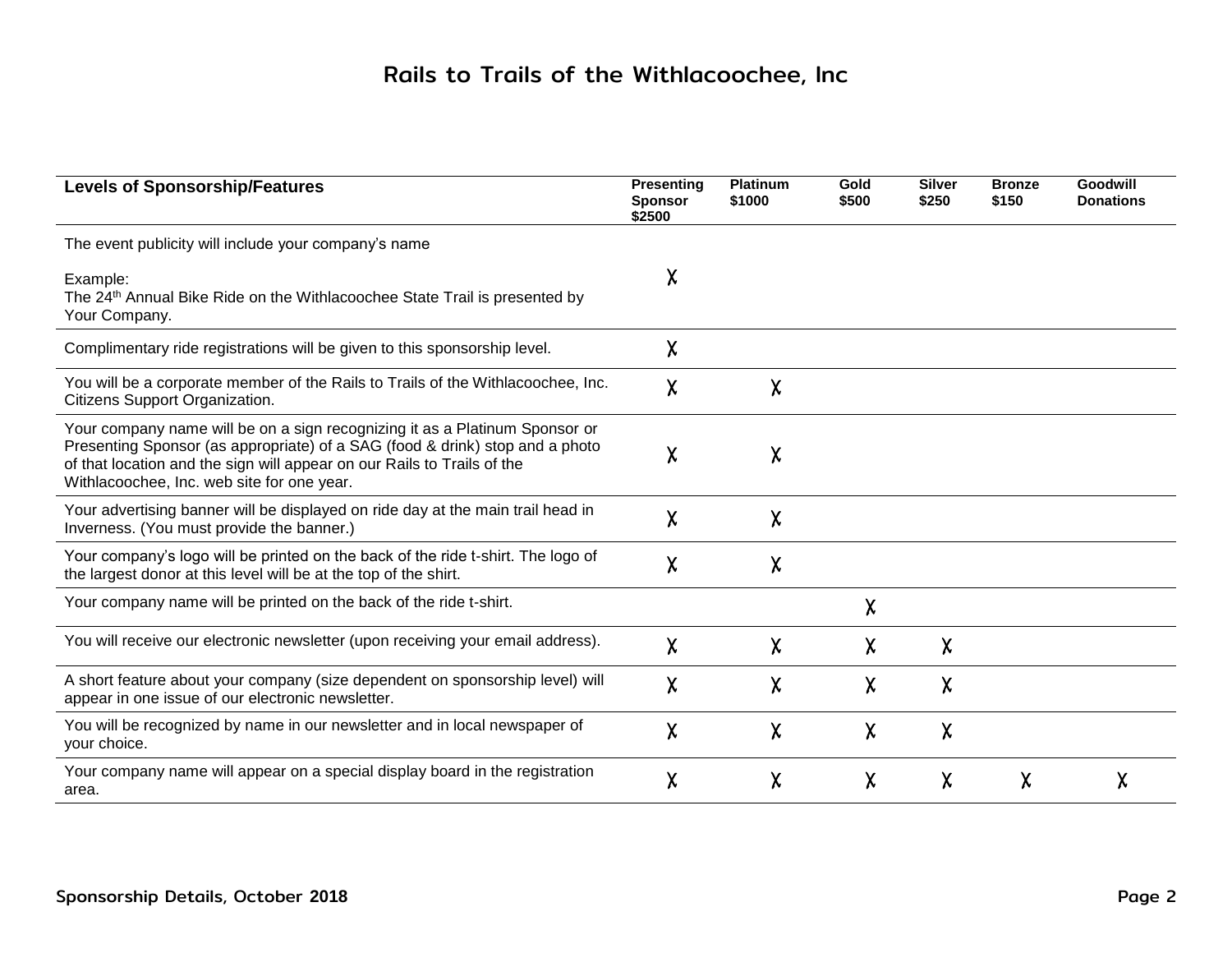# Rails to Trails of the Withlacoochee, Inc

| Levels of Sponsorship/Features | Presenting Sponsor $2500 | Platinum $1000 | Gold $500 | Silver $250 | Bronze $150 | Goodwill Donations |
|---|---|---|---|---|---|---|
| The event publicity will include your company's name<br><br>Example:<br>The 24th Annual Bike Ride on the Withlacoochee State Trail is presented by Your Company. | X | | | | | |
| Complimentary ride registrations will be given to this sponsorship level. | X | | | | | |
| You will be a corporate member of the Rails to Trails of the Withlacoochee, Inc. Citizens Support Organization. | X | X | | | | |
| Your company name will be on a sign recognizing it as a Platinum Sponsor or Presenting Sponsor (as appropriate) of a SAG (food & drink) stop and a photo of that location and the sign will appear on our Rails to Trails of the Withlacoochee, Inc. web site for one year. | X | X | | | | |
| Your advertising banner will be displayed on ride day at the main trail head in Inverness. (You must provide the banner.) | X | X | | | | |
| Your company's logo will be printed on the back of the ride t-shirt. The logo of the largest donor at this level will be at the top of the shirt. | X | X | | | | |
| Your company name will be printed on the back of the ride t-shirt. | | | X | | | |
| You will receive our electronic newsletter (upon receiving your email address). | X | X | X | X | | |
| A short feature about your company (size dependent on sponsorship level) will appear in one issue of our electronic newsletter. | X | X | X | X | | |
| You will be recognized by name in our newsletter and in local newspaper of your choice. | X | X | X | X | | |
| Your company name will appear on a special display board in the registration area. | X | X | X | X | X | X |

Sponsorship Details, October 2018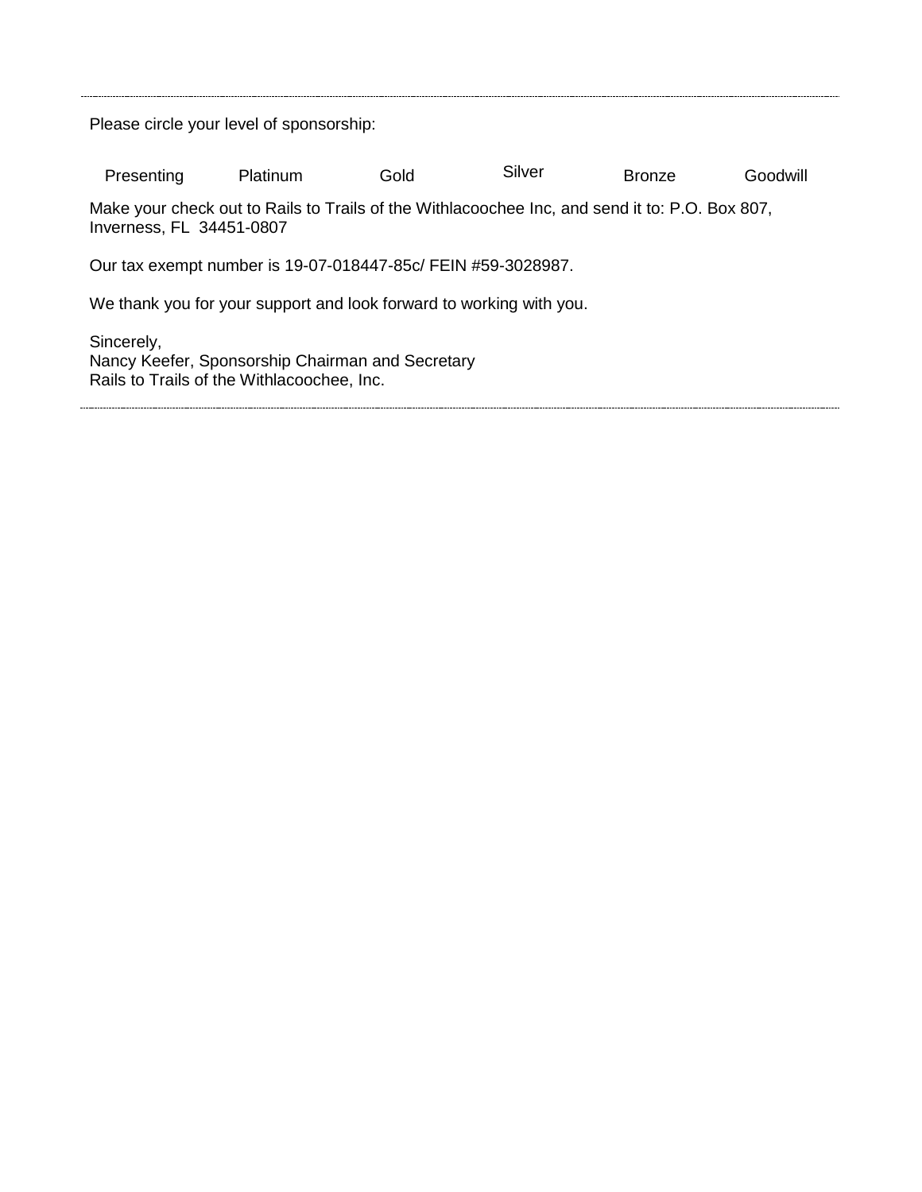Please circle your level of sponsorship:

Presenting    Platinum    Gold    Silver    Bronze    Goodwill

Make your check out to Rails to Trails of the Withlacoochee Inc, and send it to: P.O. Box 807, Inverness, FL  34451-0807

Our tax exempt number is 19-07-018447-85c/ FEIN #59-3028987.

We thank you for your support and look forward to working with you.

Sincerely,
Nancy Keefer, Sponsorship Chairman and Secretary
Rails to Trails of the Withlacoochee, Inc.